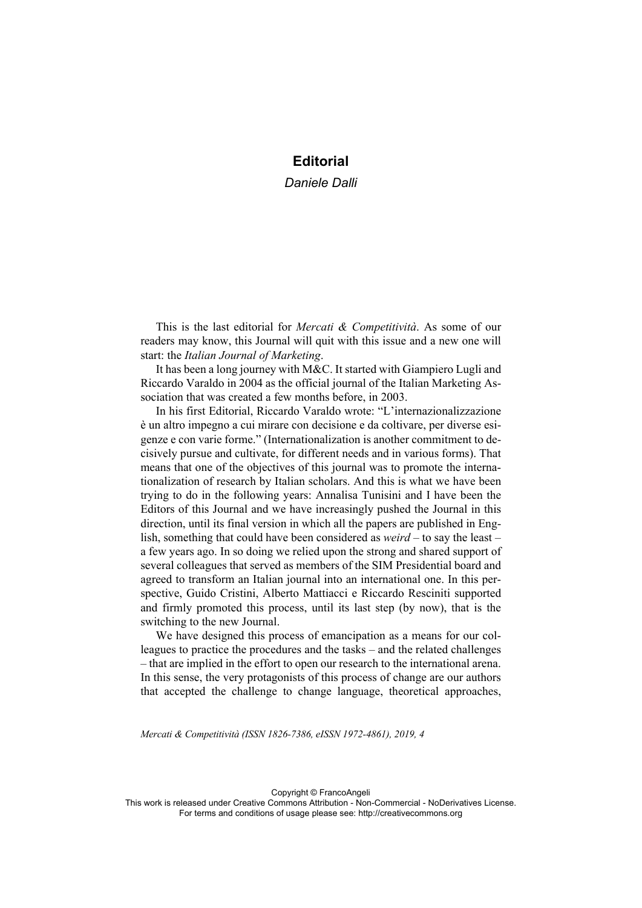# Editorial

*Daniele Dalli*

This is the last editorial for *Mercati & Competitività*. As some of our readers may know, this Journal will quit with this issue and a new one will start: the *Italian Journal of Marketing*.

It has been a long journey with M&C. It started with Giampiero Lugli and Riccardo Varaldo in 2004 as the official journal of the Italian Marketing Association that was created a few months before, in 2003.

In his first Editorial, Riccardo Varaldo wrote: "L'internazionalizzazione è un altro impegno a cui mirare con decisione e da coltivare, per diverse esigenze e con varie forme." (Internationalization is another commitment to decisively pursue and cultivate, for different needs and in various forms). That means that one of the objectives of this journal was to promote the internationalization of research by Italian scholars. And this is what we have been trying to do in the following years: Annalisa Tunisini and I have been the Editors of this Journal and we have increasingly pushed the Journal in this direction, until its final version in which all the papers are published in English, something that could have been considered as *weird* – to say the least – a few years ago. In so doing we relied upon the strong and shared support of several colleagues that served as members of the SIM Presidential board and agreed to transform an Italian journal into an international one. In this perspective, Guido Cristini, Alberto Mattiacci e Riccardo Resciniti supported and firmly promoted this process, until its last step (by now), that is the switching to the new Journal.

We have designed this process of emancipation as a means for our colleagues to practice the procedures and the tasks – and the related challenges – that are implied in the effort to open our research to the international arena. In this sense, the very protagonists of this process of change are our authors that accepted the challenge to change language, theoretical approaches,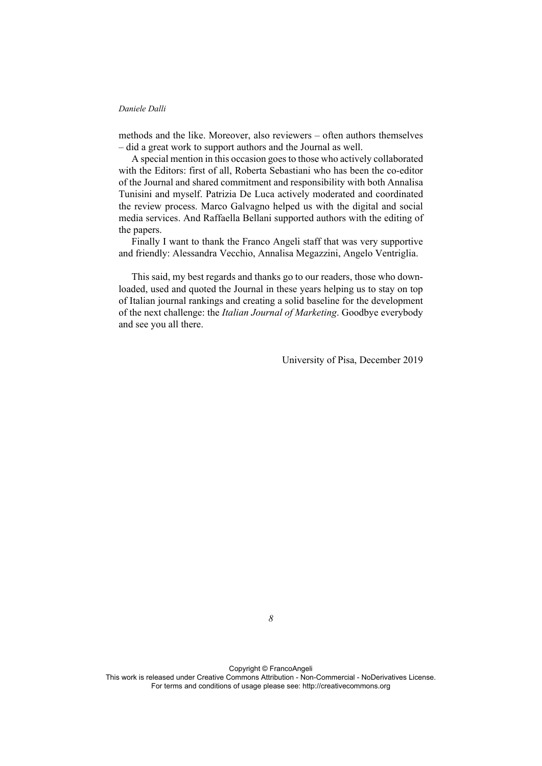methods and the like. Moreover, also reviewers – often authors themselves – did a great work to support authors and the Journal as well.

A special mention in this occasion goes to those who actively collaborated with the Editors: first of all, Roberta Sebastiani who has been the co-editor of the Journal and shared commitment and responsibility with both Annalisa Tunisini and myself. Patrizia De Luca actively moderated and coordinated the review process. Marco Galvagno helped us with the digital and social media services. And Raffaella Bellani supported authors with the editing of the papers.

Finally I want to thank the Franco Angeli staff that was very supportive and friendly: Alessandra Vecchio, Annalisa Megazzini, Angelo Ventriglia.

This said, my best regards and thanks go to our readers, those who downloaded, used and quoted the Journal in these years helping us to stay on top of Italian journal rankings and creating a solid baseline for the development of the next challenge: the *Italian Journal of Marketing*. Goodbye everybody and see you all there.

University of Pisa, December 2019